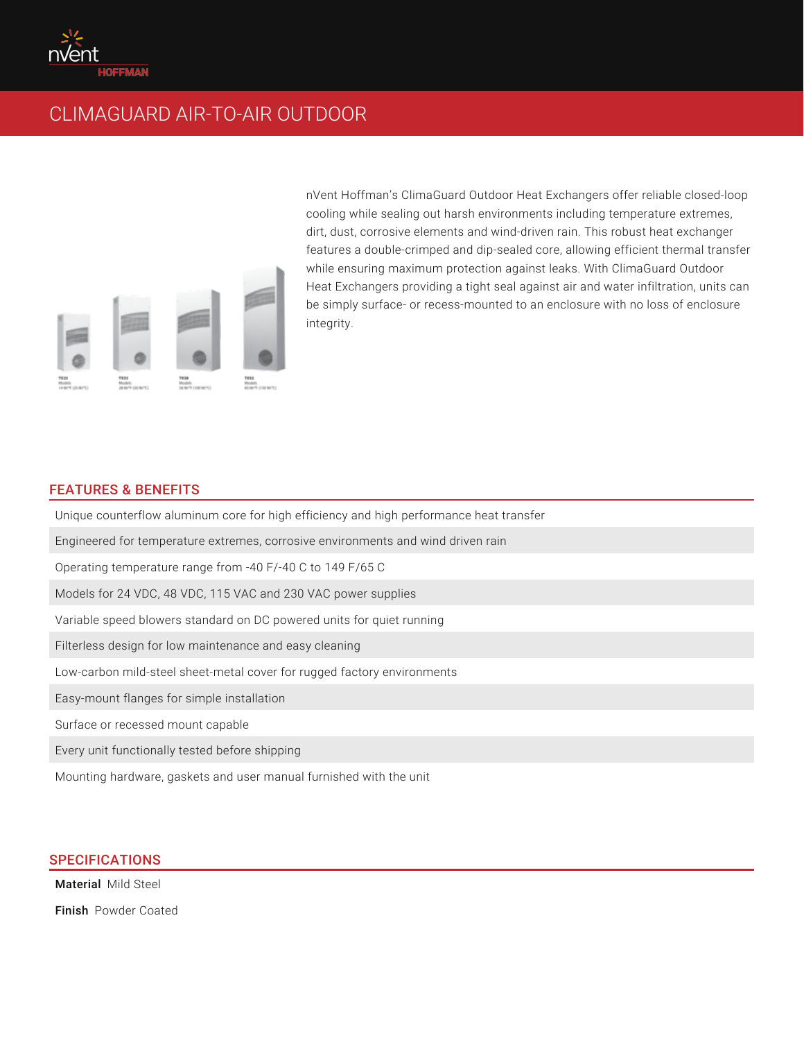# CLIMAGUARD AIR-TO-AIR OUTDOOR

nVent Hoffman's ClimaGuard Outdoor Heat Exchangers offer reliable closed-loop cooling while sealing out harsh environments including temperature extremes, dirt, dust, corrosive elements and wind-driven rain. This robust heat exchanger features a double-crimped and dip-sealed core, allowing efficient thermal transfer while ensuring maximum protection against leaks. With ClimaGuard Outdoor Heat Exchangers providing a tight seal against air and water infiltration, units can be simply surface- or recess-mounted to an enclosure with no loss of enclosure integrity.

## FEATURES & BENEFITS

- Unique counterflow aluminum core for high efficiency and high performance heat transfer
- Engineered for temperature extremes, corrosive environments and wind driven rain
- Operating temperature range from -40 F/-40 C to 149 F/65 C
- Models for 24 VDC, 48 VDC, 115 VAC and 230 VAC power supplies
- Variable speed blowers standard on DC powered units for quiet running
- Filterless design for low maintenance and easy cleaning
- Low-carbon mild-steel sheet-metal cover for rugged factory environments
- Easy-mount flanges for simple installation
- Surface or recessed mount capable
- Every unit functionally tested before shipping
- Mounting hardware, gaskets and user manual furnished with the unit

## SPECIFICATIONS

**Material** Mild Steel

**Finish** Powder Coated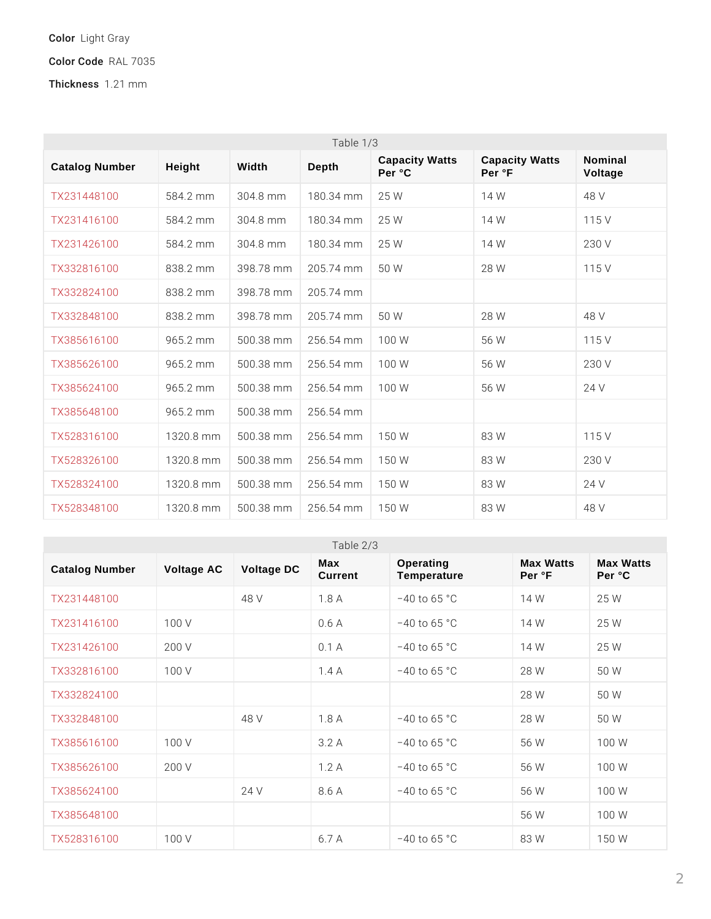**Color** Light Gray

**Color Code** RAL 7035

**Thickness** 1.21 mm

Table 1/3

| Catalog Number | Height | Width | Depth | Capacity Watts Per °C | Capacity Watts Per °F | Nominal Voltage |
|---|---|---|---|---|---|---|
| TX231448100 | 584.2 mm | 304.8 mm | 180.34 mm | 25 W | 14 W | 48 V |
| TX231416100 | 584.2 mm | 304.8 mm | 180.34 mm | 25 W | 14 W | 115 V |
| TX231426100 | 584.2 mm | 304.8 mm | 180.34 mm | 25 W | 14 W | 230 V |
| TX332816100 | 838.2 mm | 398.78 mm | 205.74 mm | 50 W | 28 W | 115 V |
| TX332824100 | 838.2 mm | 398.78 mm | 205.74 mm | | | |
| TX332848100 | 838.2 mm | 398.78 mm | 205.74 mm | 50 W | 28 W | 48 V |
| TX385616100 | 965.2 mm | 500.38 mm | 256.54 mm | 100 W | 56 W | 115 V |
| TX385626100 | 965.2 mm | 500.38 mm | 256.54 mm | 100 W | 56 W | 230 V |
| TX385624100 | 965.2 mm | 500.38 mm | 256.54 mm | 100 W | 56 W | 24 V |
| TX385648100 | 965.2 mm | 500.38 mm | 256.54 mm | | | |
| TX528316100 | 1320.8 mm | 500.38 mm | 256.54 mm | 150 W | 83 W | 115 V |
| TX528326100 | 1320.8 mm | 500.38 mm | 256.54 mm | 150 W | 83 W | 230 V |
| TX528324100 | 1320.8 mm | 500.38 mm | 256.54 mm | 150 W | 83 W | 24 V |
| TX528348100 | 1320.8 mm | 500.38 mm | 256.54 mm | 150 W | 83 W | 48 V |

Table 2/3

| Catalog Number | Voltage AC | Voltage DC | Max Current | Operating Temperature | Max Watts Per °F | Max Watts Per °C |
|---|---|---|---|---|---|---|
| TX231448100 | | 48 V | 1.8 A | -40 to 65 °C | 14 W | 25 W |
| TX231416100 | 100 V | | 0.6 A | -40 to 65 °C | 14 W | 25 W |
| TX231426100 | 200 V | | 0.1 A | -40 to 65 °C | 14 W | 25 W |
| TX332816100 | 100 V | | 1.4 A | -40 to 65 °C | 28 W | 50 W |
| TX332824100 | | | | | 28 W | 50 W |
| TX332848100 | | 48 V | 1.8 A | -40 to 65 °C | 28 W | 50 W |
| TX385616100 | 100 V | | 3.2 A | -40 to 65 °C | 56 W | 100 W |
| TX385626100 | 200 V | | 1.2 A | -40 to 65 °C | 56 W | 100 W |
| TX385624100 | | 24 V | 8.6 A | -40 to 65 °C | 56 W | 100 W |
| TX385648100 | | | | | 56 W | 100 W |
| TX528316100 | 100 V | | 6.7 A | -40 to 65 °C | 83 W | 150 W |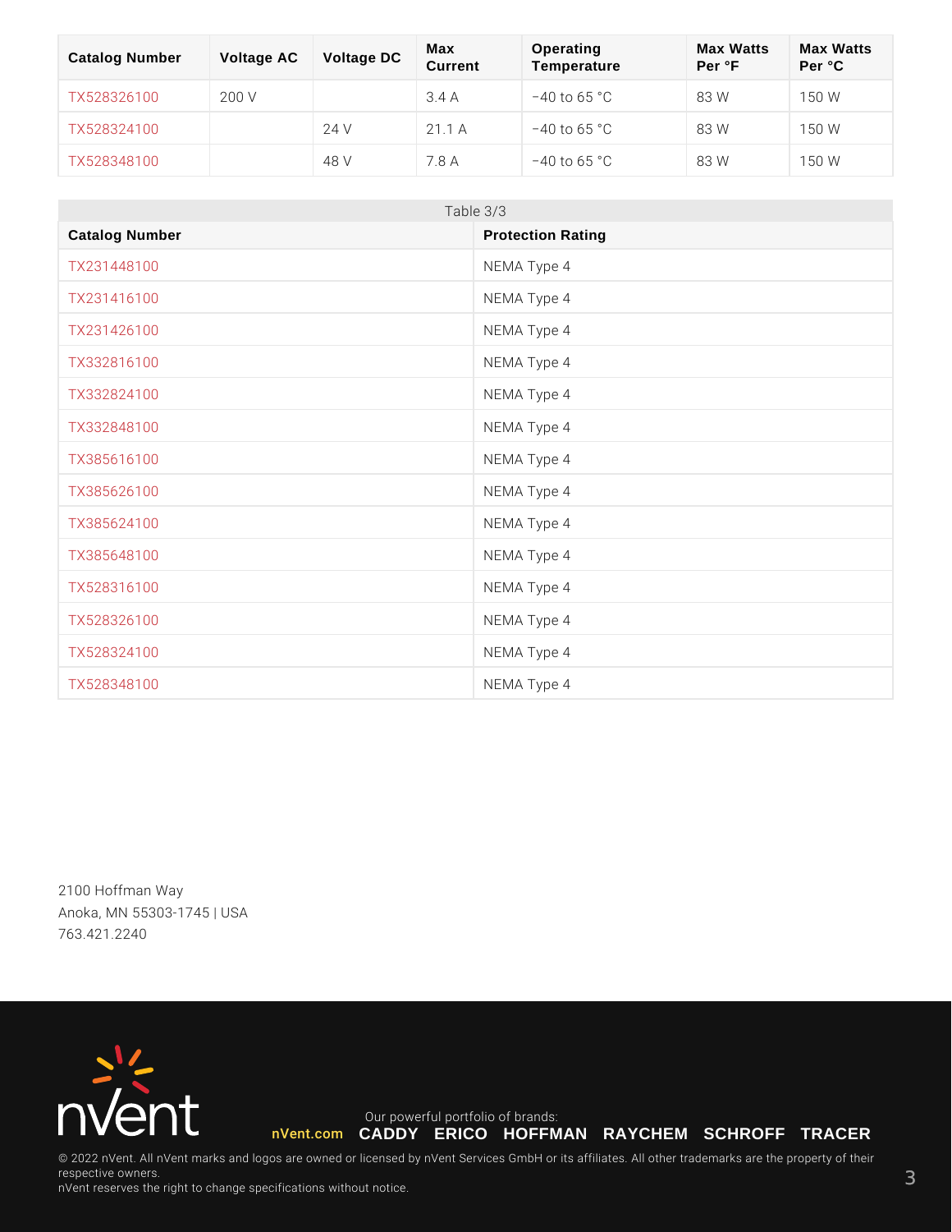| Catalog Number | Voltage AC | Voltage DC | Max Current | Operating Temperature | Max Watts Per °F | Max Watts Per °C |
|---|---|---|---|---|---|---|
| TX528326100 | 200 V | | 3.4 A | −40 to 65 °C | 83 W | 150 W |
| TX528324100 | | 24 V | 21.1 A | −40 to 65 °C | 83 W | 150 W |
| TX528348100 | | 48 V | 7.8 A | −40 to 65 °C | 83 W | 150 W |

Table 3/3

| Catalog Number | Protection Rating |
|---|---|
| TX231448100 | NEMA Type 4 |
| TX231416100 | NEMA Type 4 |
| TX231426100 | NEMA Type 4 |
| TX332816100 | NEMA Type 4 |
| TX332824100 | NEMA Type 4 |
| TX332848100 | NEMA Type 4 |
| TX385616100 | NEMA Type 4 |
| TX385626100 | NEMA Type 4 |
| TX385624100 | NEMA Type 4 |
| TX385648100 | NEMA Type 4 |
| TX528316100 | NEMA Type 4 |
| TX528326100 | NEMA Type 4 |
| TX528324100 | NEMA Type 4 |
| TX528348100 | NEMA Type 4 |

2100 Hoffman Way
Anoka, MN 55303-1745 | USA
763.421.2240

nVent

Our powerful portfolio of brands:
**nVent.com** **CADDY** **ERICO** **HOFFMAN** **RAYCHEM** **SCHROFF** **TRACER**

© 2022 nVent. All nVent marks and logos are owned or licensed by nVent Services GmbH or its affiliates. All other trademarks are the property of their respective owners.
nVent reserves the right to change specifications without notice.